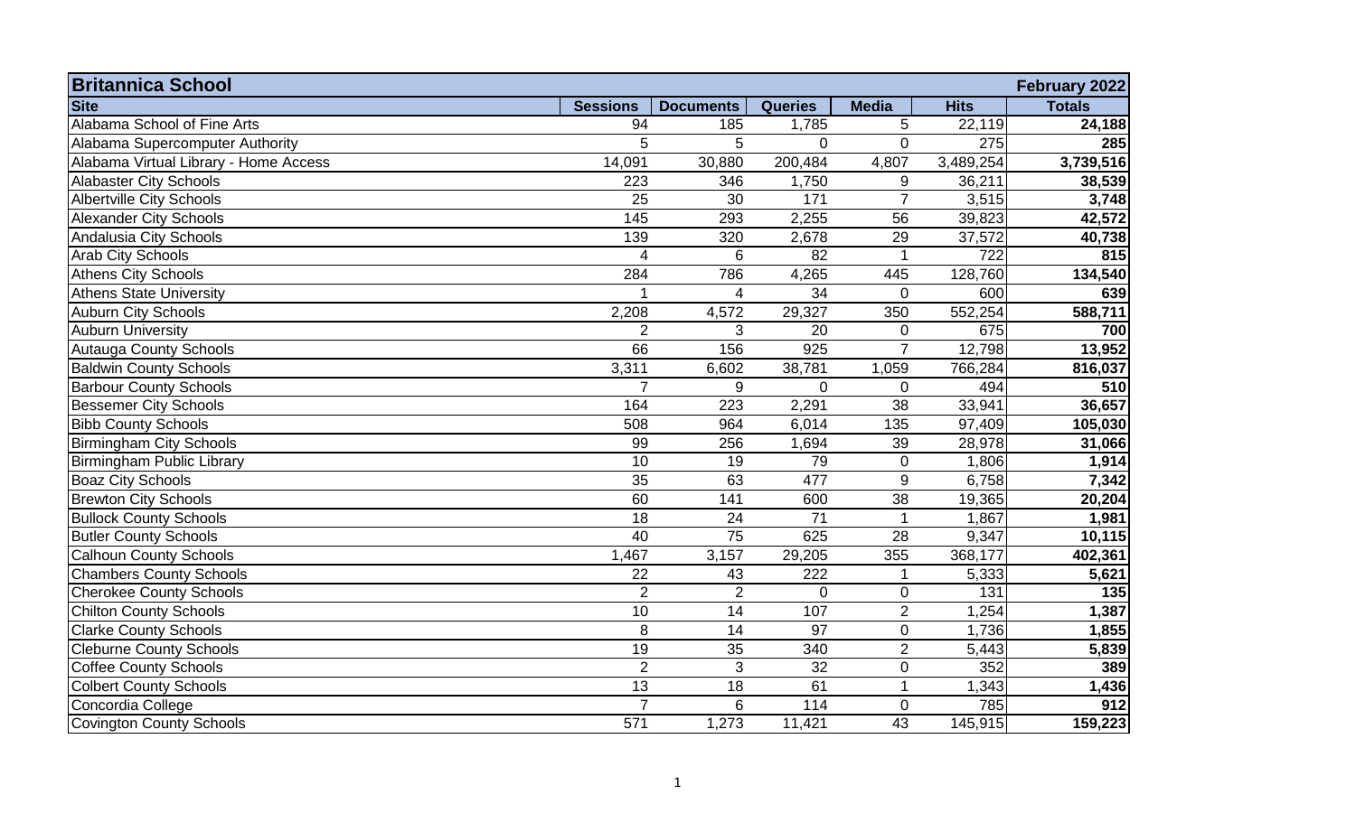| Britannica School | | | | | | February 2022 |
|---|---|---|---|---|---|---|
| **Site** | **Sessions** | **Documents** | **Queries** | **Media** | **Hits** | **Totals** |
| Alabama School of Fine Arts | 94 | 185 | 1,785 | 5 | 22,119 | **24,188** |
| Alabama Supercomputer Authority | 5 | 5 | 0 | 0 | 275 | **285** |
| Alabama Virtual Library - Home Access | 14,091 | 30,880 | 200,484 | 4,807 | 3,489,254 | **3,739,516** |
| Alabaster City Schools | 223 | 346 | 1,750 | 9 | 36,211 | **38,539** |
| Albertville City Schools | 25 | 30 | 171 | 7 | 3,515 | **3,748** |
| Alexander City Schools | 145 | 293 | 2,255 | 56 | 39,823 | **42,572** |
| Andalusia City Schools | 139 | 320 | 2,678 | 29 | 37,572 | **40,738** |
| Arab City Schools | 4 | 6 | 82 | 1 | 722 | **815** |
| Athens City Schools | 284 | 786 | 4,265 | 445 | 128,760 | **134,540** |
| Athens State University | 1 | 4 | 34 | 0 | 600 | **639** |
| Auburn City Schools | 2,208 | 4,572 | 29,327 | 350 | 552,254 | **588,711** |
| Auburn University | 2 | 3 | 20 | 0 | 675 | **700** |
| Autauga County Schools | 66 | 156 | 925 | 7 | 12,798 | **13,952** |
| Baldwin County Schools | 3,311 | 6,602 | 38,781 | 1,059 | 766,284 | **816,037** |
| Barbour County Schools | 7 | 9 | 0 | 0 | 494 | **510** |
| Bessemer City Schools | 164 | 223 | 2,291 | 38 | 33,941 | **36,657** |
| Bibb County Schools | 508 | 964 | 6,014 | 135 | 97,409 | **105,030** |
| Birmingham City Schools | 99 | 256 | 1,694 | 39 | 28,978 | **31,066** |
| Birmingham Public Library | 10 | 19 | 79 | 0 | 1,806 | **1,914** |
| Boaz City Schools | 35 | 63 | 477 | 9 | 6,758 | **7,342** |
| Brewton City Schools | 60 | 141 | 600 | 38 | 19,365 | **20,204** |
| Bullock County Schools | 18 | 24 | 71 | 1 | 1,867 | **1,981** |
| Butler County Schools | 40 | 75 | 625 | 28 | 9,347 | **10,115** |
| Calhoun County Schools | 1,467 | 3,157 | 29,205 | 355 | 368,177 | **402,361** |
| Chambers County Schools | 22 | 43 | 222 | 1 | 5,333 | **5,621** |
| Cherokee County Schools | 2 | 2 | 0 | 0 | 131 | **135** |
| Chilton County Schools | 10 | 14 | 107 | 2 | 1,254 | **1,387** |
| Clarke County Schools | 8 | 14 | 97 | 0 | 1,736 | **1,855** |
| Cleburne County Schools | 19 | 35 | 340 | 2 | 5,443 | **5,839** |
| Coffee County Schools | 2 | 3 | 32 | 0 | 352 | **389** |
| Colbert County Schools | 13 | 18 | 61 | 1 | 1,343 | **1,436** |
| Concordia College | 7 | 6 | 114 | 0 | 785 | **912** |
| Covington County Schools | 571 | 1,273 | 11,421 | 43 | 145,915 | **159,223** |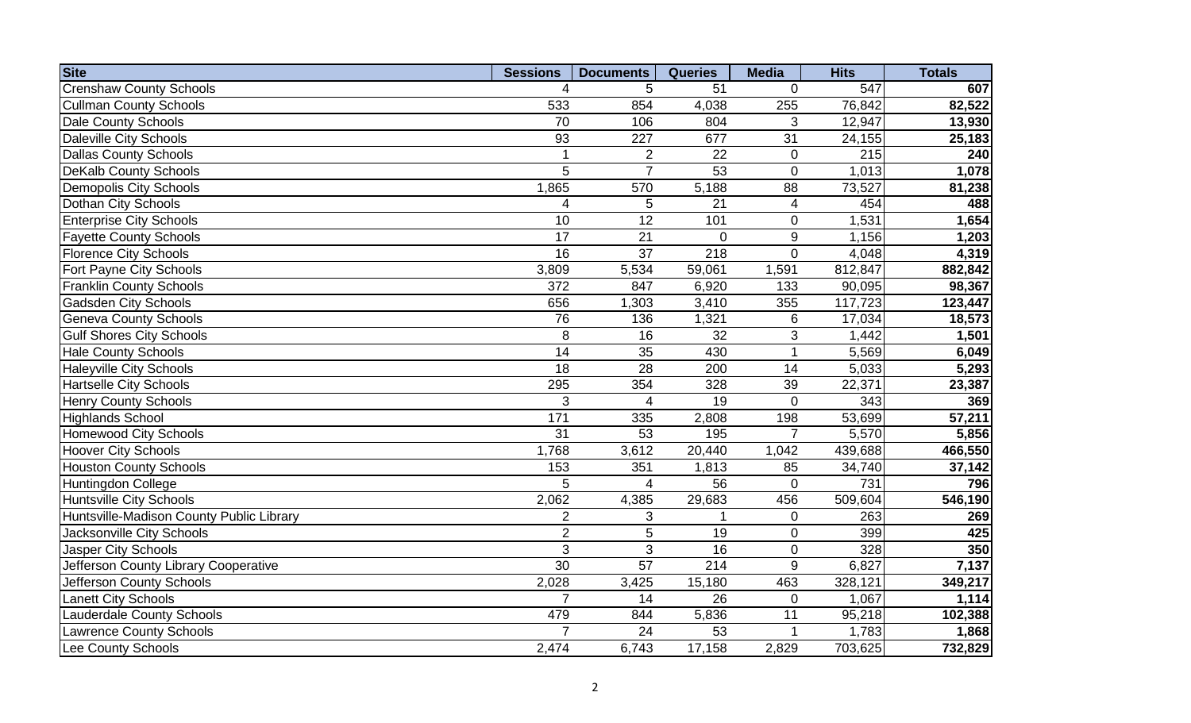| Site | Sessions | Documents | Queries | Media | Hits | Totals |
|---|---|---|---|---|---|---|
| Crenshaw County Schools | 4 | 5 | 51 | 0 | 547 | **607** |
| Cullman County Schools | 533 | 854 | 4,038 | 255 | 76,842 | **82,522** |
| Dale County Schools | 70 | 106 | 804 | 3 | 12,947 | **13,930** |
| Daleville City Schools | 93 | 227 | 677 | 31 | 24,155 | **25,183** |
| Dallas County Schools | 1 | 2 | 22 | 0 | 215 | **240** |
| DeKalb County Schools | 5 | 7 | 53 | 0 | 1,013 | **1,078** |
| Demopolis City Schools | 1,865 | 570 | 5,188 | 88 | 73,527 | **81,238** |
| Dothan City Schools | 4 | 5 | 21 | 4 | 454 | **488** |
| Enterprise City Schools | 10 | 12 | 101 | 0 | 1,531 | **1,654** |
| Fayette County Schools | 17 | 21 | 0 | 9 | 1,156 | **1,203** |
| Florence City Schools | 16 | 37 | 218 | 0 | 4,048 | **4,319** |
| Fort Payne City Schools | 3,809 | 5,534 | 59,061 | 1,591 | 812,847 | **882,842** |
| Franklin County Schools | 372 | 847 | 6,920 | 133 | 90,095 | **98,367** |
| Gadsden City Schools | 656 | 1,303 | 3,410 | 355 | 117,723 | **123,447** |
| Geneva County Schools | 76 | 136 | 1,321 | 6 | 17,034 | **18,573** |
| Gulf Shores City Schools | 8 | 16 | 32 | 3 | 1,442 | **1,501** |
| Hale County Schools | 14 | 35 | 430 | 1 | 5,569 | **6,049** |
| Haleyville City Schools | 18 | 28 | 200 | 14 | 5,033 | **5,293** |
| Hartselle City Schools | 295 | 354 | 328 | 39 | 22,371 | **23,387** |
| Henry County Schools | 3 | 4 | 19 | 0 | 343 | **369** |
| Highlands School | 171 | 335 | 2,808 | 198 | 53,699 | **57,211** |
| Homewood City Schools | 31 | 53 | 195 | 7 | 5,570 | **5,856** |
| Hoover City Schools | 1,768 | 3,612 | 20,440 | 1,042 | 439,688 | **466,550** |
| Houston County Schools | 153 | 351 | 1,813 | 85 | 34,740 | **37,142** |
| Huntingdon College | 5 | 4 | 56 | 0 | 731 | **796** |
| Huntsville City Schools | 2,062 | 4,385 | 29,683 | 456 | 509,604 | **546,190** |
| Huntsville-Madison County Public Library | 2 | 3 | 1 | 0 | 263 | **269** |
| Jacksonville City Schools | 2 | 5 | 19 | 0 | 399 | **425** |
| Jasper City Schools | 3 | 3 | 16 | 0 | 328 | **350** |
| Jefferson County Library Cooperative | 30 | 57 | 214 | 9 | 6,827 | **7,137** |
| Jefferson County Schools | 2,028 | 3,425 | 15,180 | 463 | 328,121 | **349,217** |
| Lanett City Schools | 7 | 14 | 26 | 0 | 1,067 | **1,114** |
| Lauderdale County Schools | 479 | 844 | 5,836 | 11 | 95,218 | **102,388** |
| Lawrence County Schools | 7 | 24 | 53 | 1 | 1,783 | **1,868** |
| Lee County Schools | 2,474 | 6,743 | 17,158 | 2,829 | 703,625 | **732,829** |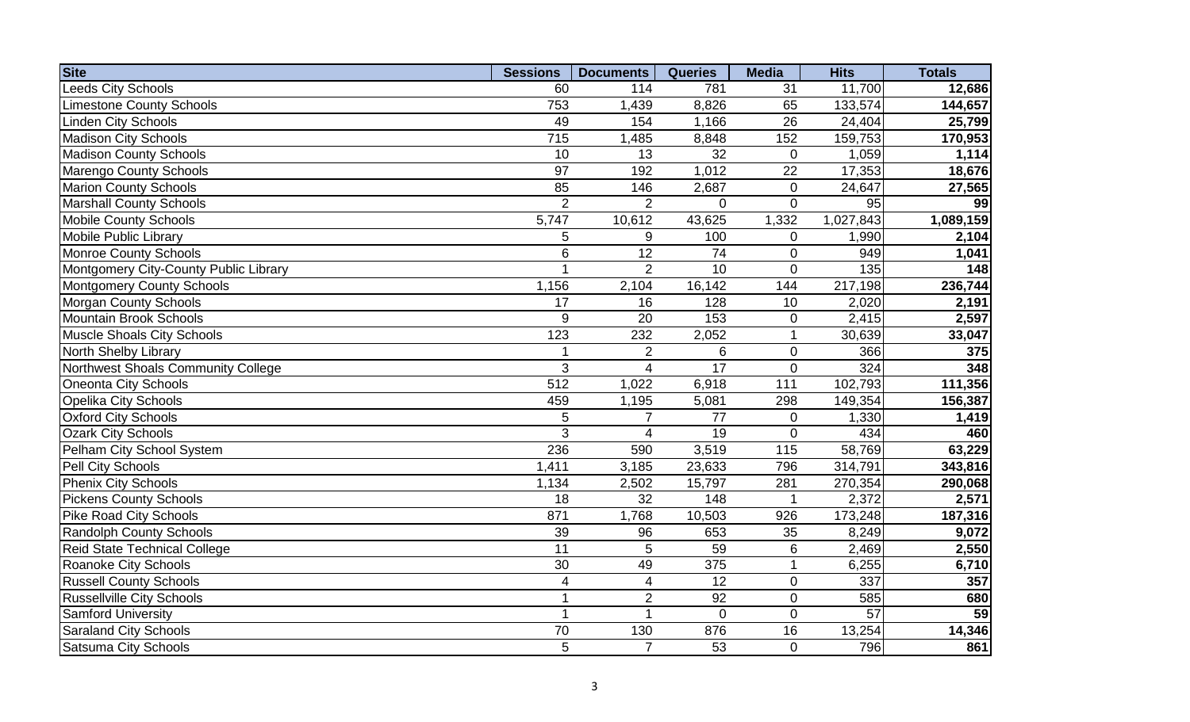| Site | Sessions | Documents | Queries | Media | Hits | Totals |
|---|---|---|---|---|---|---|
| Leeds City Schools | 60 | 114 | 781 | 31 | 11,700 | **12,686** |
| Limestone County Schools | 753 | 1,439 | 8,826 | 65 | 133,574 | **144,657** |
| Linden City Schools | 49 | 154 | 1,166 | 26 | 24,404 | **25,799** |
| Madison City Schools | 715 | 1,485 | 8,848 | 152 | 159,753 | **170,953** |
| Madison County Schools | 10 | 13 | 32 | 0 | 1,059 | **1,114** |
| Marengo County Schools | 97 | 192 | 1,012 | 22 | 17,353 | **18,676** |
| Marion County Schools | 85 | 146 | 2,687 | 0 | 24,647 | **27,565** |
| Marshall County Schools | 2 | 2 | 0 | 0 | 95 | **99** |
| Mobile County Schools | 5,747 | 10,612 | 43,625 | 1,332 | 1,027,843 | **1,089,159** |
| Mobile Public Library | 5 | 9 | 100 | 0 | 1,990 | **2,104** |
| Monroe County Schools | 6 | 12 | 74 | 0 | 949 | **1,041** |
| Montgomery City-County Public Library | 1 | 2 | 10 | 0 | 135 | **148** |
| Montgomery County Schools | 1,156 | 2,104 | 16,142 | 144 | 217,198 | **236,744** |
| Morgan County Schools | 17 | 16 | 128 | 10 | 2,020 | **2,191** |
| Mountain Brook Schools | 9 | 20 | 153 | 0 | 2,415 | **2,597** |
| Muscle Shoals City Schools | 123 | 232 | 2,052 | 1 | 30,639 | **33,047** |
| North Shelby Library | 1 | 2 | 6 | 0 | 366 | **375** |
| Northwest Shoals Community College | 3 | 4 | 17 | 0 | 324 | **348** |
| Oneonta City Schools | 512 | 1,022 | 6,918 | 111 | 102,793 | **111,356** |
| Opelika City Schools | 459 | 1,195 | 5,081 | 298 | 149,354 | **156,387** |
| Oxford City Schools | 5 | 7 | 77 | 0 | 1,330 | **1,419** |
| Ozark City Schools | 3 | 4 | 19 | 0 | 434 | **460** |
| Pelham City School System | 236 | 590 | 3,519 | 115 | 58,769 | **63,229** |
| Pell City Schools | 1,411 | 3,185 | 23,633 | 796 | 314,791 | **343,816** |
| Phenix City Schools | 1,134 | 2,502 | 15,797 | 281 | 270,354 | **290,068** |
| Pickens County Schools | 18 | 32 | 148 | 1 | 2,372 | **2,571** |
| Pike Road City Schools | 871 | 1,768 | 10,503 | 926 | 173,248 | **187,316** |
| Randolph County Schools | 39 | 96 | 653 | 35 | 8,249 | **9,072** |
| Reid State Technical College | 11 | 5 | 59 | 6 | 2,469 | **2,550** |
| Roanoke City Schools | 30 | 49 | 375 | 1 | 6,255 | **6,710** |
| Russell County Schools | 4 | 4 | 12 | 0 | 337 | **357** |
| Russellville City Schools | 1 | 2 | 92 | 0 | 585 | **680** |
| Samford University | 1 | 1 | 0 | 0 | 57 | **59** |
| Saraland City Schools | 70 | 130 | 876 | 16 | 13,254 | **14,346** |
| Satsuma City Schools | 5 | 7 | 53 | 0 | 796 | **861** |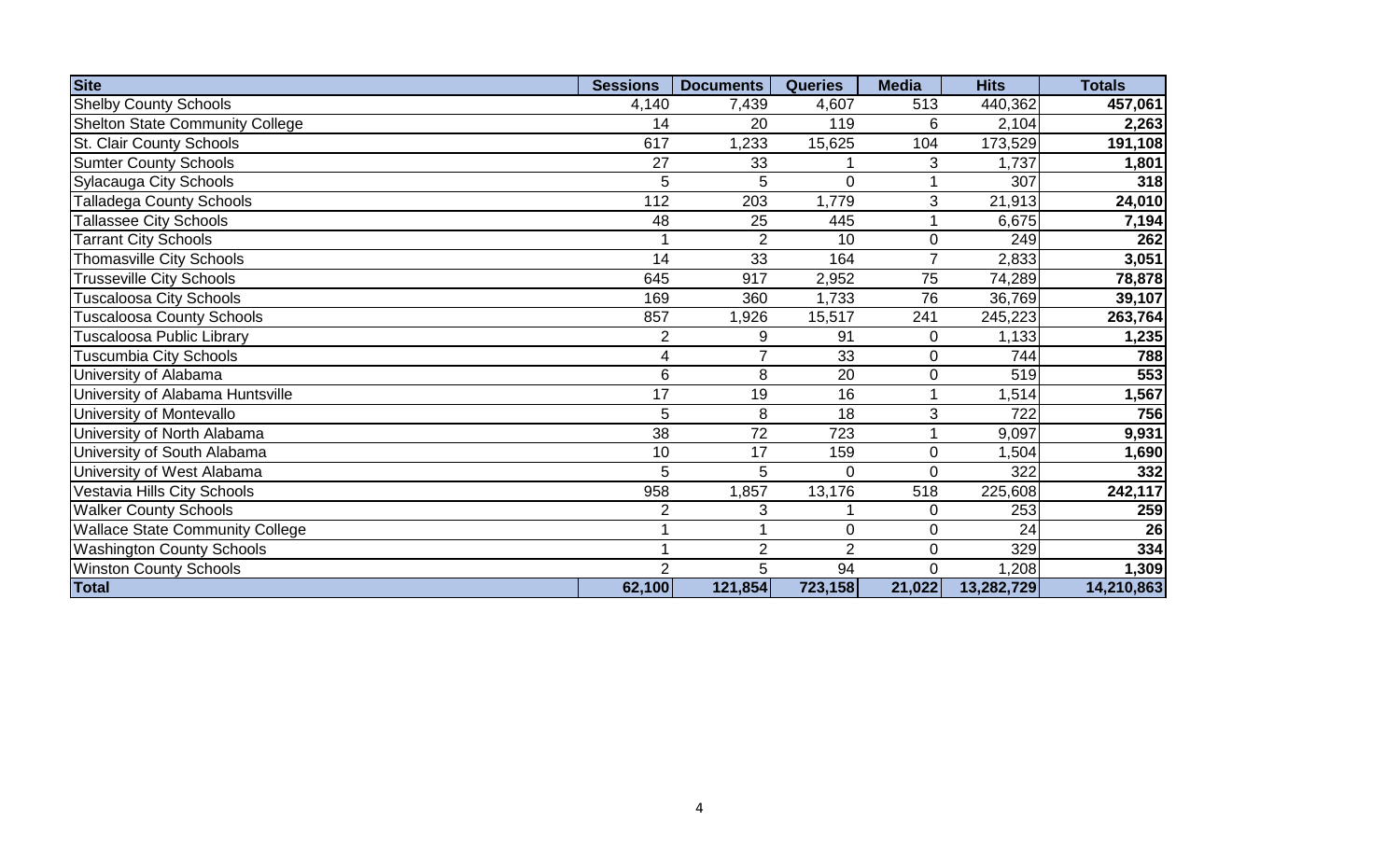| Site | Sessions | Documents | Queries | Media | Hits | Totals |
|---|---|---|---|---|---|---|
| Shelby County Schools | 4,140 | 7,439 | 4,607 | 513 | 440,362 | **457,061** |
| Shelton State Community College | 14 | 20 | 119 | 6 | 2,104 | **2,263** |
| St. Clair County Schools | 617 | 1,233 | 15,625 | 104 | 173,529 | **191,108** |
| Sumter County Schools | 27 | 33 | 1 | 3 | 1,737 | **1,801** |
| Sylacauga City Schools | 5 | 5 | 0 | 1 | 307 | **318** |
| Talladega County Schools | 112 | 203 | 1,779 | 3 | 21,913 | **24,010** |
| Tallassee City Schools | 48 | 25 | 445 | 1 | 6,675 | **7,194** |
| Tarrant City Schools | 1 | 2 | 10 | 0 | 249 | **262** |
| Thomasville City Schools | 14 | 33 | 164 | 7 | 2,833 | **3,051** |
| Trusseville City Schools | 645 | 917 | 2,952 | 75 | 74,289 | **78,878** |
| Tuscaloosa City Schools | 169 | 360 | 1,733 | 76 | 36,769 | **39,107** |
| Tuscaloosa County Schools | 857 | 1,926 | 15,517 | 241 | 245,223 | **263,764** |
| Tuscaloosa Public Library | 2 | 9 | 91 | 0 | 1,133 | **1,235** |
| Tuscumbia City Schools | 4 | 7 | 33 | 0 | 744 | **788** |
| University of Alabama | 6 | 8 | 20 | 0 | 519 | **553** |
| University of Alabama Huntsville | 17 | 19 | 16 | 1 | 1,514 | **1,567** |
| University of Montevallo | 5 | 8 | 18 | 3 | 722 | **756** |
| University of North Alabama | 38 | 72 | 723 | 1 | 9,097 | **9,931** |
| University of South Alabama | 10 | 17 | 159 | 0 | 1,504 | **1,690** |
| University of West Alabama | 5 | 5 | 0 | 0 | 322 | **332** |
| Vestavia Hills City Schools | 958 | 1,857 | 13,176 | 518 | 225,608 | **242,117** |
| Walker County Schools | 2 | 3 | 1 | 0 | 253 | **259** |
| Wallace State Community College | 1 | 1 | 0 | 0 | 24 | **26** |
| Washington County Schools | 1 | 2 | 2 | 0 | 329 | **334** |
| Winston County Schools | 2 | 5 | 94 | 0 | 1,208 | **1,309** |
| **Total** | **62,100** | **121,854** | **723,158** | **21,022** | **13,282,729** | **14,210,863** |